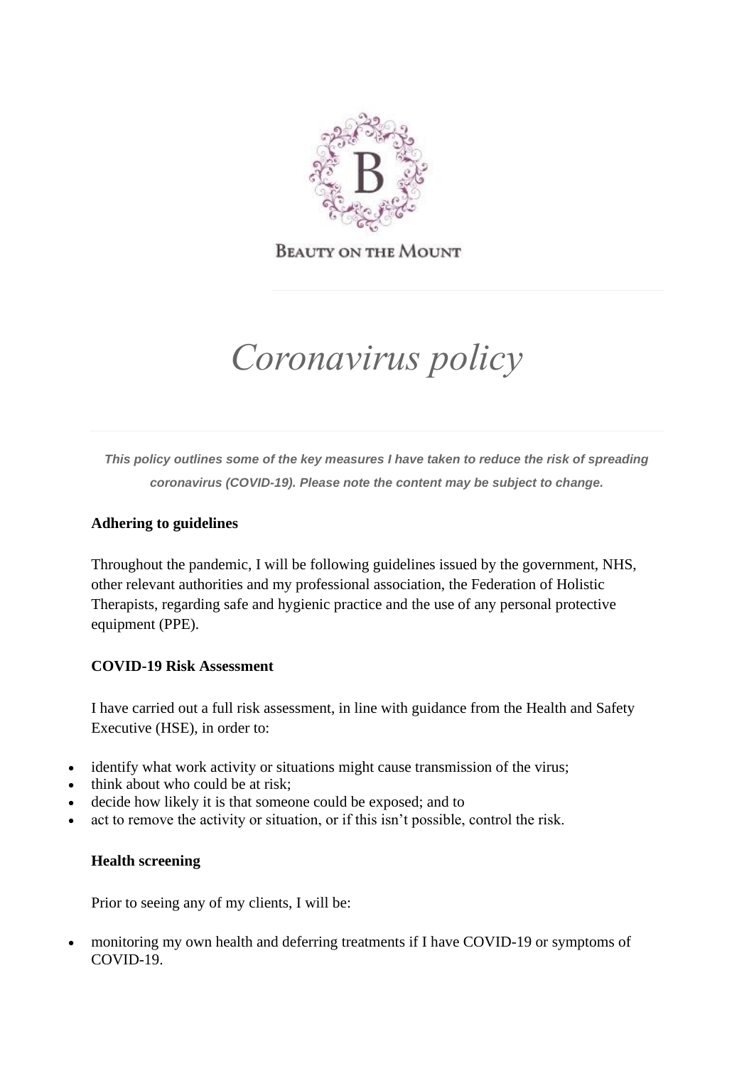BEAUTY ON THE MOUNT

# *Coronavirus policy*

***This policy outlines some of the key measures I have taken to reduce the risk of spreading coronavirus (COVID-19). Please note the content may be subject to change.***

**Adhering to guidelines**

Throughout the pandemic, I will be following guidelines issued by the government, NHS, other relevant authorities and my professional association, the Federation of Holistic Therapists, regarding safe and hygienic practice and the use of any personal protective equipment (PPE).

**COVID-19 Risk Assessment**

I have carried out a full risk assessment, in line with guidance from the Health and Safety Executive (HSE), in order to:

- identify what work activity or situations might cause transmission of the virus;
- think about who could be at risk;
- decide how likely it is that someone could be exposed; and to
- act to remove the activity or situation, or if this isn't possible, control the risk.

**Health screening**

Prior to seeing any of my clients, I will be:

- monitoring my own health and deferring treatments if I have COVID-19 or symptoms of COVID-19.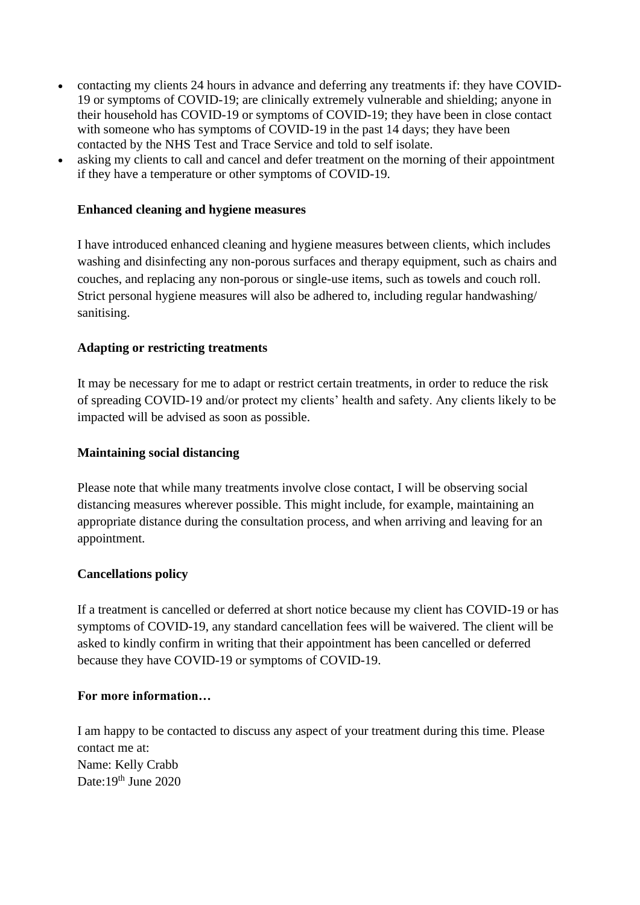- contacting my clients 24 hours in advance and deferring any treatments if: they have COVID-19 or symptoms of COVID-19; are clinically extremely vulnerable and shielding; anyone in their household has COVID-19 or symptoms of COVID-19; they have been in close contact with someone who has symptoms of COVID-19 in the past 14 days; they have been contacted by the NHS Test and Trace Service and told to self isolate.
- asking my clients to call and cancel and defer treatment on the morning of their appointment if they have a temperature or other symptoms of COVID-19.

**Enhanced cleaning and hygiene measures**

I have introduced enhanced cleaning and hygiene measures between clients, which includes washing and disinfecting any non-porous surfaces and therapy equipment, such as chairs and couches, and replacing any non-porous or single-use items, such as towels and couch roll. Strict personal hygiene measures will also be adhered to, including regular handwashing/ sanitising.

**Adapting or restricting treatments**

It may be necessary for me to adapt or restrict certain treatments, in order to reduce the risk of spreading COVID-19 and/or protect my clients' health and safety. Any clients likely to be impacted will be advised as soon as possible.

**Maintaining social distancing**

Please note that while many treatments involve close contact, I will be observing social distancing measures wherever possible. This might include, for example, maintaining an appropriate distance during the consultation process, and when arriving and leaving for an appointment.

**Cancellations policy**

If a treatment is cancelled or deferred at short notice because my client has COVID-19 or has symptoms of COVID-19, any standard cancellation fees will be waivered. The client will be asked to kindly confirm in writing that their appointment has been cancelled or deferred because they have COVID-19 or symptoms of COVID-19.

**For more information…**

I am happy to be contacted to discuss any aspect of your treatment during this time. Please contact me at:
Name: Kelly Crabb
Date:19th June 2020